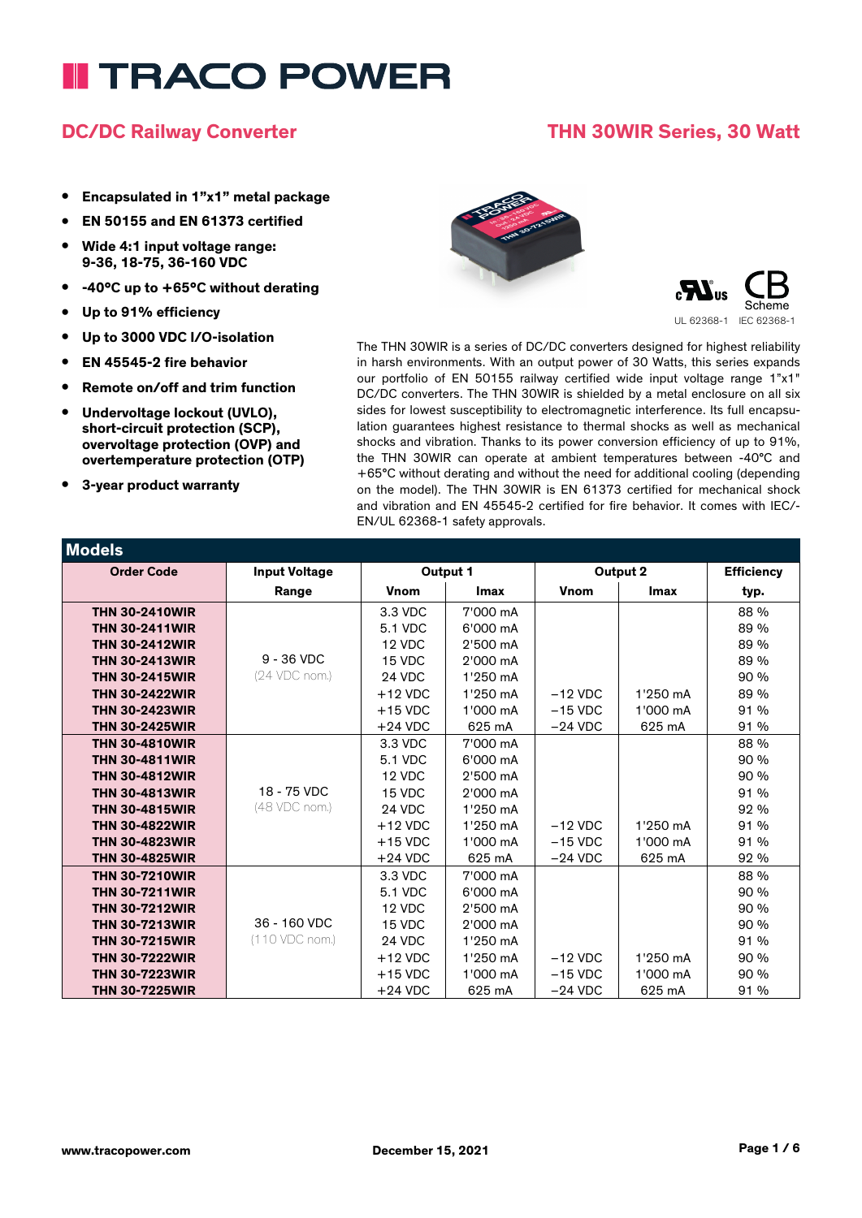# TRACO POWER

## DC/DC Railway Converter

## THN 30WIR Series, 30 Watt

- **Encapsulated in 1"x1" metal package**
- **EN 50155 and EN 61373 certified**
- **Wide 4:1 input voltage range: 9-36, 18-75, 36-160 VDC**
- **-40°C up to +65°C without derating**
- **Up to 91% efficiency**
- **Up to 3000 VDC I/O-isolation**
- **EN 45545-2 fire behavior**
- **Remote on/off and trim function**
- **Undervoltage lockout (UVLO), short-circuit protection (SCP), overvoltage protection (OVP) and overtemperature protection (OTP)**
- **3-year product warranty**

UL 62368-1 IEC 62368-1

The THN 30WIR is a series of DC/DC converters designed for highest reliability in harsh environments. With an output power of 30 Watts, this series expands our portfolio of EN 50155 railway certified wide input voltage range 1"x1" DC/DC converters. The THN 30WIR is shielded by a metal enclosure on all six sides for lowest susceptibility to electromagnetic interference. Its full encapsulation guarantees highest resistance to thermal shocks as well as mechanical shocks and vibration. Thanks to its power conversion efficiency of up to 91%, the THN 30WIR can operate at ambient temperatures between -40°C and +65°C without derating and without the need for additional cooling (depending on the model). The THN 30WIR is EN 61373 certified for mechanical shock and vibration and EN 45545-2 certified for fire behavior. It comes with IEC/-EN/UL 62368-1 safety approvals.

## Models

| Order Code | Input Voltage | Output 1 | | Output 2 | | Efficiency |
|---|---|---|---|---|---|---|
| | Range | Vnom | Imax | Vnom | Imax | typ. |
| **THN 30-2410WIR** | 9 - 36 VDC (24 VDC nom.) | 3.3 VDC | 7'000 mA | | | 88 % |
| **THN 30-2411WIR** | | 5.1 VDC | 6'000 mA | | | 89 % |
| **THN 30-2412WIR** | | 12 VDC | 2'500 mA | | | 89 % |
| **THN 30-2413WIR** | | 15 VDC | 2'000 mA | | | 89 % |
| **THN 30-2415WIR** | | 24 VDC | 1'250 mA | | | 90 % |
| **THN 30-2422WIR** | | +12 VDC | 1'250 mA | −12 VDC | 1'250 mA | 89 % |
| **THN 30-2423WIR** | | +15 VDC | 1'000 mA | −15 VDC | 1'000 mA | 91 % |
| **THN 30-2425WIR** | | +24 VDC | 625 mA | −24 VDC | 625 mA | 91 % |
| **THN 30-4810WIR** | 18 - 75 VDC (48 VDC nom.) | 3.3 VDC | 7'000 mA | | | 88 % |
| **THN 30-4811WIR** | | 5.1 VDC | 6'000 mA | | | 90 % |
| **THN 30-4812WIR** | | 12 VDC | 2'500 mA | | | 90 % |
| **THN 30-4813WIR** | | 15 VDC | 2'000 mA | | | 91 % |
| **THN 30-4815WIR** | | 24 VDC | 1'250 mA | | | 92 % |
| **THN 30-4822WIR** | | +12 VDC | 1'250 mA | −12 VDC | 1'250 mA | 91 % |
| **THN 30-4823WIR** | | +15 VDC | 1'000 mA | −15 VDC | 1'000 mA | 91 % |
| **THN 30-4825WIR** | | +24 VDC | 625 mA | −24 VDC | 625 mA | 92 % |
| **THN 30-7210WIR** | 36 - 160 VDC (110 VDC nom.) | 3.3 VDC | 7'000 mA | | | 88 % |
| **THN 30-7211WIR** | | 5.1 VDC | 6'000 mA | | | 90 % |
| **THN 30-7212WIR** | | 12 VDC | 2'500 mA | | | 90 % |
| **THN 30-7213WIR** | | 15 VDC | 2'000 mA | | | 90 % |
| **THN 30-7215WIR** | | 24 VDC | 1'250 mA | | | 91 % |
| **THN 30-7222WIR** | | +12 VDC | 1'250 mA | −12 VDC | 1'250 mA | 90 % |
| **THN 30-7223WIR** | | +15 VDC | 1'000 mA | −15 VDC | 1'000 mA | 90 % |
| **THN 30-7225WIR** | | +24 VDC | 625 mA | −24 VDC | 625 mA | 91 % |

www.tracopower.com December 15, 2021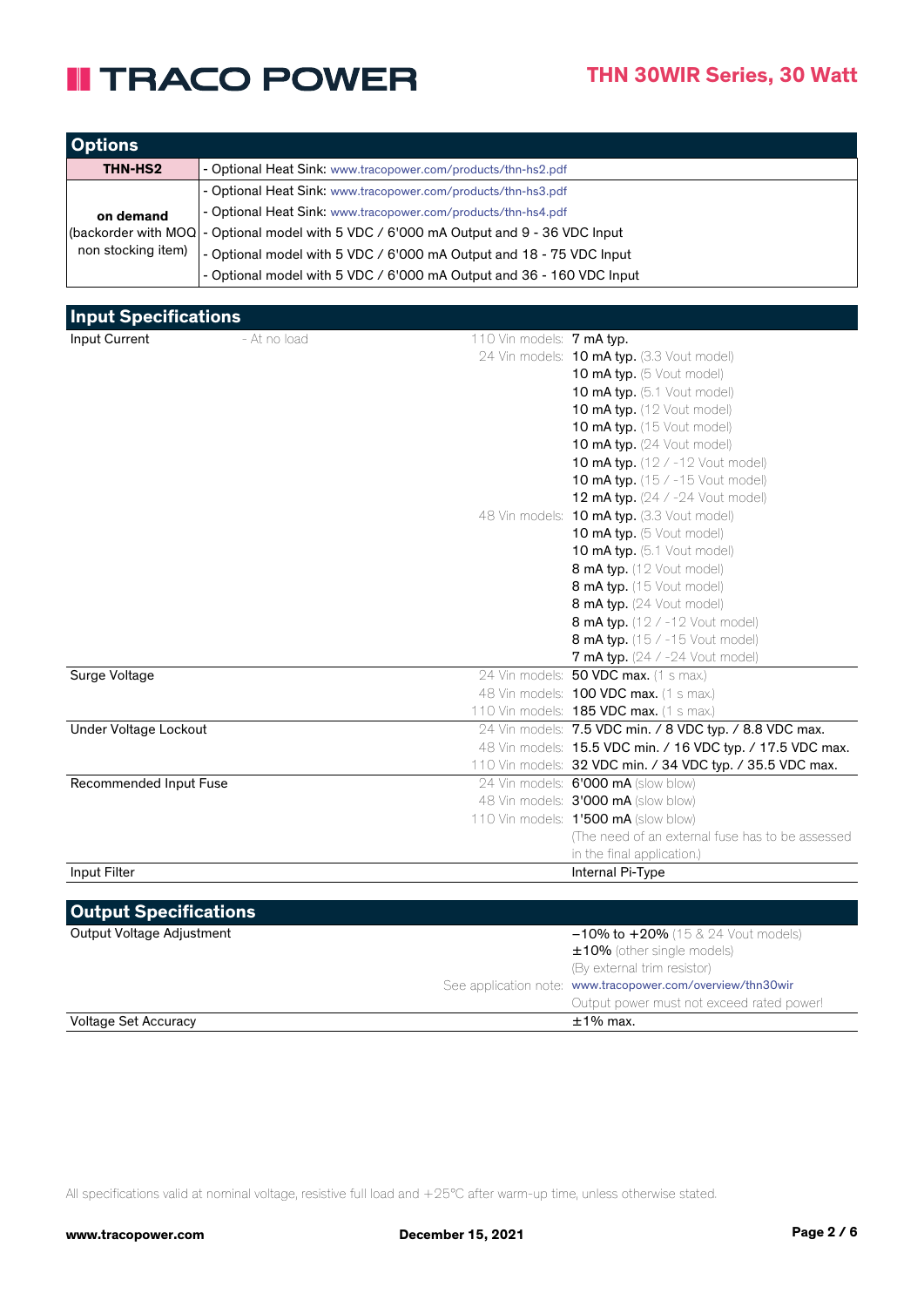## Options

| | |
|---|---|
| **THN-HS2** | - Optional Heat Sink: www.tracopower.com/products/thn-hs2.pdf |
| **on demand** (backorder with MOQ non stocking item) | - Optional Heat Sink: www.tracopower.com/products/thn-hs3.pdf |
| | - Optional Heat Sink: www.tracopower.com/products/thn-hs4.pdf |
| | - Optional model with 5 VDC / 6'000 mA Output and 9 - 36 VDC Input |
| | - Optional model with 5 VDC / 6'000 mA Output and 18 - 75 VDC Input |
| | - Optional model with 5 VDC / 6'000 mA Output and 36 - 160 VDC Input |

## Input Specifications

| | | | |
|---|---|---|---|
| Input Current | - At no load | 110 Vin models: | **7 mA typ.** |
| | | 24 Vin models: | **10 mA typ.** (3.3 Vout model) |
| | | | **10 mA typ.** (5 Vout model) |
| | | | **10 mA typ.** (5.1 Vout model) |
| | | | **10 mA typ.** (12 Vout model) |
| | | | **10 mA typ.** (15 Vout model) |
| | | | **10 mA typ.** (24 Vout model) |
| | | | **10 mA typ.** (12 / -12 Vout model) |
| | | | **10 mA typ.** (15 / -15 Vout model) |
| | | | **12 mA typ.** (24 / -24 Vout model) |
| | | 48 Vin models: | **10 mA typ.** (3.3 Vout model) |
| | | | **10 mA typ.** (5 Vout model) |
| | | | **10 mA typ.** (5.1 Vout model) |
| | | | **8 mA typ.** (12 Vout model) |
| | | | **8 mA typ.** (15 Vout model) |
| | | | **8 mA typ.** (24 Vout model) |
| | | | **8 mA typ.** (12 / -12 Vout model) |
| | | | **8 mA typ.** (15 / -15 Vout model) |
| | | | **7 mA typ.** (24 / -24 Vout model) |
| Surge Voltage | | 24 Vin models: | **50 VDC max.** (1 s max.) |
| | | 48 Vin models: | **100 VDC max.** (1 s max.) |
| | | 110 Vin models: | **185 VDC max.** (1 s max.) |
| Under Voltage Lockout | | 24 Vin models: | **7.5 VDC min. / 8 VDC typ. / 8.8 VDC max.** |
| | | 48 Vin models: | **15.5 VDC min. / 16 VDC typ. / 17.5 VDC max.** |
| | | 110 Vin models: | **32 VDC min. / 34 VDC typ. / 35.5 VDC max.** |
| Recommended Input Fuse | | 24 Vin models: | **6'000 mA** (slow blow) |
| | | 48 Vin models: | **3'000 mA** (slow blow) |
| | | 110 Vin models: | **1'500 mA** (slow blow) |
| | | | (The need of an external fuse has to be assessed in the final application.) |
| Input Filter | | | Internal Pi-Type |

## Output Specifications

| | | |
|---|---|---|
| Output Voltage Adjustment | | **−10% to +20%** (15 & 24 Vout models) |
| | | **±10%** (other single models) |
| | | (By external trim resistor) |
| | See application note: | www.tracopower.com/overview/thn30wir |
| | | Output power must not exceed rated power! |
| Voltage Set Accuracy | | ±1% max. |

All specifications valid at nominal voltage, resistive full load and +25°C after warm-up time, unless otherwise stated.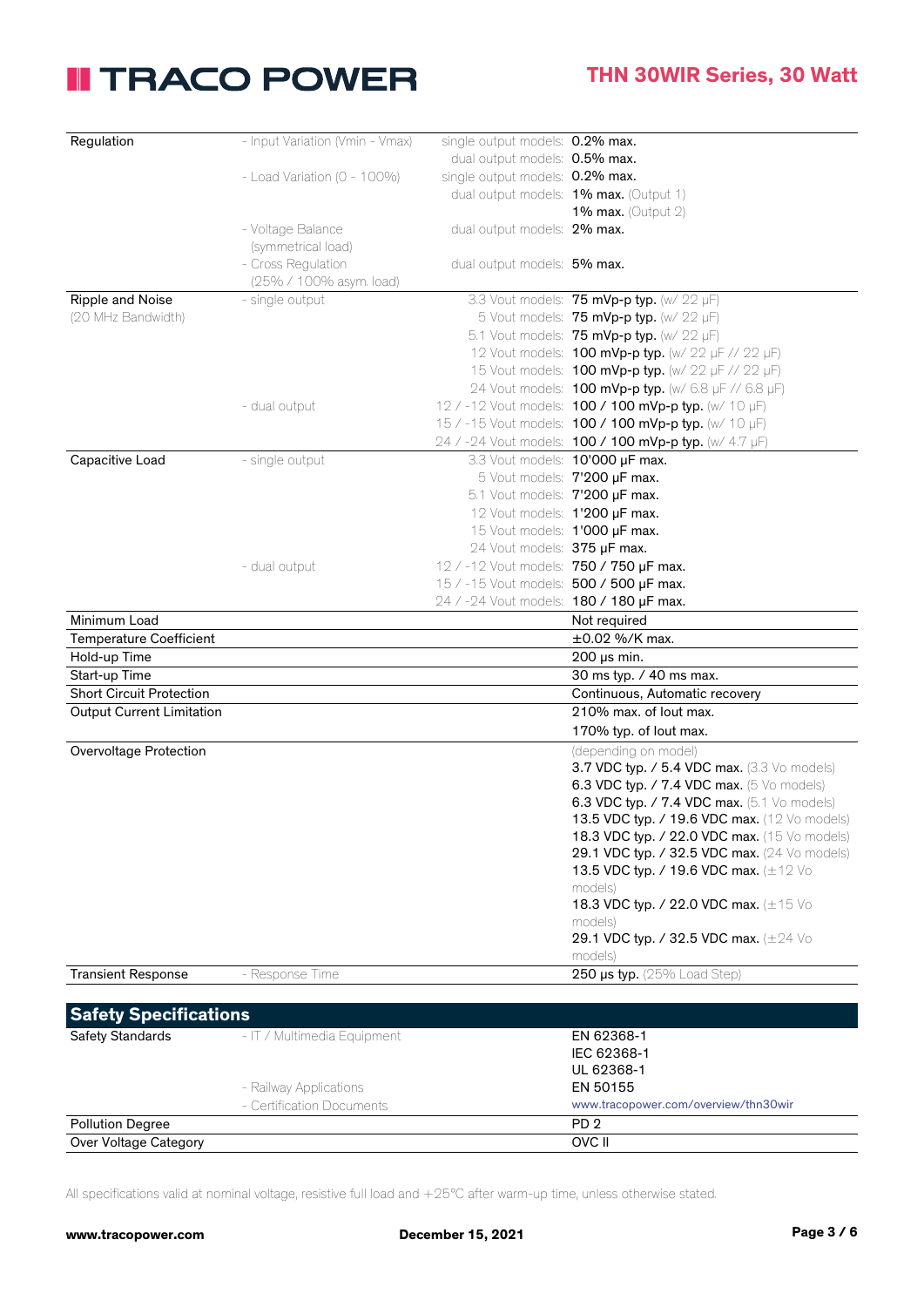| | | | |
|---|---|---|---|
| Regulation | - Input Variation (Vmin - Vmax) | single output models: | **0.2% max.** |
| | | dual output models: | **0.5% max.** |
| | - Load Variation (0 - 100%) | single output models: | **0.2% max.** |
| | | dual output models: | **1% max.** (Output 1) |
| | | | **1% max.** (Output 2) |
| | - Voltage Balance (symmetrical load) | dual output models: | **2% max.** |
| | - Cross Regulation (25% / 100% asym. load) | dual output models: | **5% max.** |
| Ripple and Noise (20 MHz Bandwidth) | - single output | 3.3 Vout models: | **75 mVp-p typ.** (w/ 22 µF) |
| | | 5 Vout models: | **75 mVp-p typ.** (w/ 22 µF) |
| | | 5.1 Vout models: | **75 mVp-p typ.** (w/ 22 µF) |
| | | 12 Vout models: | **100 mVp-p typ.** (w/ 22 µF // 22 µF) |
| | | 15 Vout models: | **100 mVp-p typ.** (w/ 22 µF // 22 µF) |
| | | 24 Vout models: | **100 mVp-p typ.** (w/ 6.8 µF // 6.8 µF) |
| | - dual output | 12 / -12 Vout models: | **100 / 100 mVp-p typ.** (w/ 10 µF) |
| | | 15 / -15 Vout models: | **100 / 100 mVp-p typ.** (w/ 10 µF) |
| | | 24 / -24 Vout models: | **100 / 100 mVp-p typ.** (w/ 4.7 µF) |
| Capacitive Load | - single output | 3.3 Vout models: | **10'000 µF max.** |
| | | 5 Vout models: | **7'200 µF max.** |
| | | 5.1 Vout models: | **7'200 µF max.** |
| | | 12 Vout models: | **1'200 µF max.** |
| | | 15 Vout models: | **1'000 µF max.** |
| | | 24 Vout models: | **375 µF max.** |
| | - dual output | 12 / -12 Vout models: | **750 / 750 µF max.** |
| | | 15 / -15 Vout models: | **500 / 500 µF max.** |
| | | 24 / -24 Vout models: | **180 / 180 µF max.** |
| Minimum Load | | | Not required |
| Temperature Coefficient | | | ±0.02 %/K max. |
| Hold-up Time | | | 200 µs min. |
| Start-up Time | | | 30 ms typ. / 40 ms max. |
| Short Circuit Protection | | | Continuous, Automatic recovery |
| Output Current Limitation | | | 210% max. of Iout max. |
| | | | 170% typ. of Iout max. |
| Overvoltage Protection | | | (depending on model) |
| | | | **3.7 VDC typ. / 5.4 VDC max.** (3.3 Vo models) |
| | | | **6.3 VDC typ. / 7.4 VDC max.** (5 Vo models) |
| | | | **6.3 VDC typ. / 7.4 VDC max.** (5.1 Vo models) |
| | | | **13.5 VDC typ. / 19.6 VDC max.** (12 Vo models) |
| | | | **18.3 VDC typ. / 22.0 VDC max.** (15 Vo models) |
| | | | **29.1 VDC typ. / 32.5 VDC max.** (24 Vo models) |
| | | | **13.5 VDC typ. / 19.6 VDC max.** (±12 Vo models) |
| | | | **18.3 VDC typ. / 22.0 VDC max.** (±15 Vo models) |
| | | | **29.1 VDC typ. / 32.5 VDC max.** (±24 Vo models) |
| Transient Response | - Response Time | | **250 µs typ.** (25% Load Step) |

## Safety Specifications

| | | |
|---|---|---|
| Safety Standards | - IT / Multimedia Equipment | EN 62368-1 |
| | | IEC 62368-1 |
| | | UL 62368-1 |
| | - Railway Applications | EN 50155 |
| | - Certification Documents | www.tracopower.com/overview/thn30wir |
| Pollution Degree | | PD 2 |
| Over Voltage Category | | OVC II |

All specifications valid at nominal voltage, resistive full load and +25°C after warm-up time, unless otherwise stated.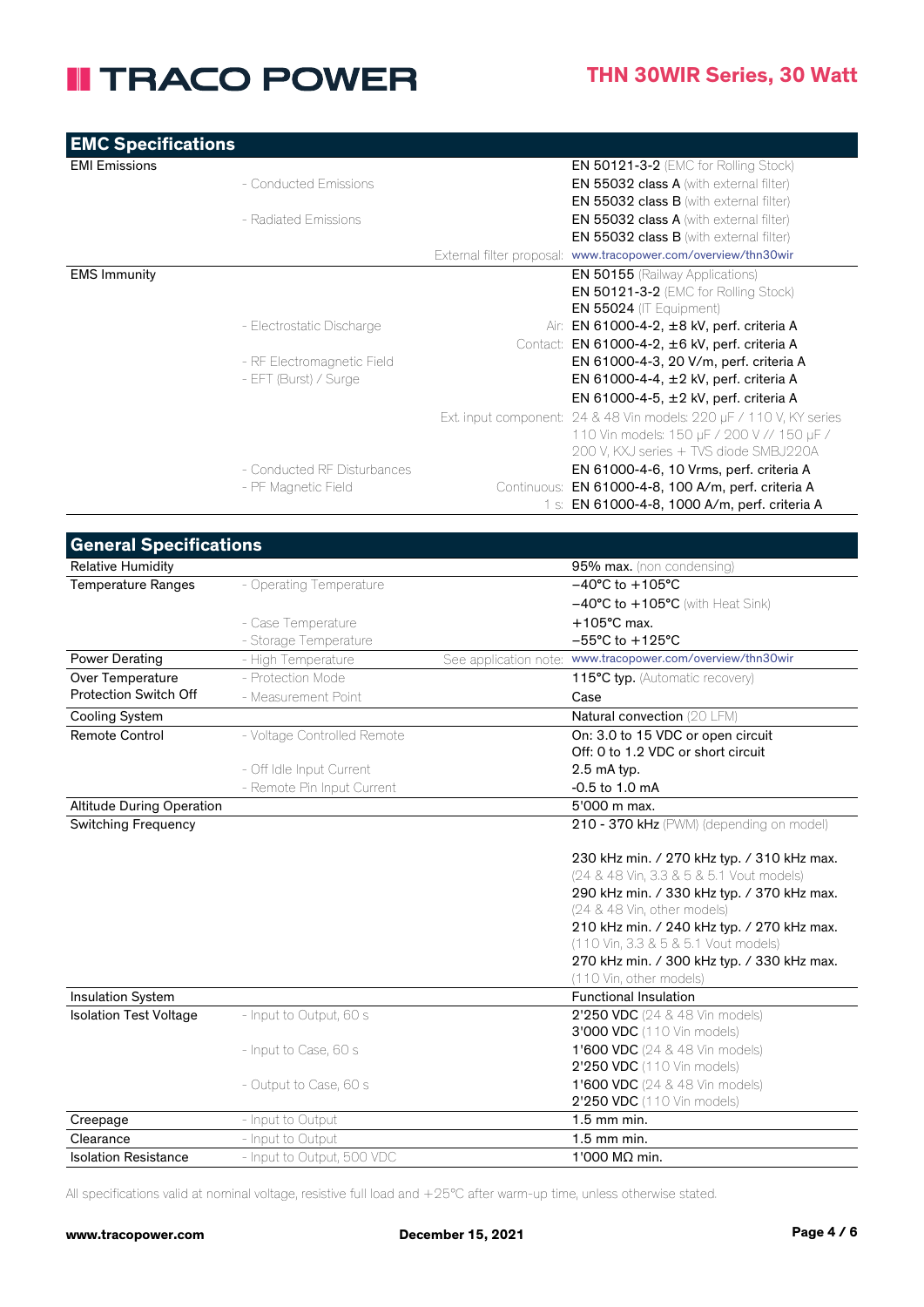## EMC Specifications

| | | | |
|---|---|---|---|
| EMI Emissions | | | **EN 50121-3-2** (EMC for Rolling Stock) |
| | - Conducted Emissions | | **EN 55032 class A** (with external filter) |
| | | | **EN 55032 class B** (with external filter) |
| | - Radiated Emissions | | **EN 55032 class A** (with external filter) |
| | | | **EN 55032 class B** (with external filter) |
| | | External filter proposal: | www.tracopower.com/overview/thn30wir |
| EMS Immunity | | | **EN 50155** (Railway Applications) |
| | | | **EN 50121-3-2** (EMC for Rolling Stock) |
| | | | **EN 55024** (IT Equipment) |
| | - Electrostatic Discharge | Air: | EN 61000-4-2, ±8 kV, perf. criteria A |
| | | Contact: | EN 61000-4-2, ±6 kV, perf. criteria A |
| | - RF Electromagnetic Field | | EN 61000-4-3, 20 V/m, perf. criteria A |
| | - EFT (Burst) / Surge | | EN 61000-4-4, ±2 kV, perf. criteria A |
| | | | EN 61000-4-5, ±2 kV, perf. criteria A |
| | | Ext. input component: | 24 & 48 Vin models: 220 µF / 110 V, KY series<br>110 Vin models: 150 µF / 200 V // 150 µF / 200 V, KXJ series + TVS diode SMBJ220A |
| | - Conducted RF Disturbances | | EN 61000-4-6, 10 Vrms, perf. criteria A |
| | - PF Magnetic Field | Continuous: | EN 61000-4-8, 100 A/m, perf. criteria A |
| | | 1 s: | EN 61000-4-8, 1000 A/m, perf. criteria A |

## General Specifications

| | | | |
|---|---|---|---|
| Relative Humidity | | | **95% max.** (non condensing) |
| Temperature Ranges | - Operating Temperature | | −40°C to +105°C |
| | | | −40°C to +105°C (with Heat Sink) |
| | - Case Temperature | | +105°C max. |
| | - Storage Temperature | | −55°C to +125°C |
| Power Derating | - High Temperature | See application note: | www.tracopower.com/overview/thn30wir |
| Over Temperature Protection Switch Off | - Protection Mode | | **115°C typ.** (Automatic recovery) |
| | - Measurement Point | | Case |
| Cooling System | | | Natural convection (20 LFM) |
| Remote Control | - Voltage Controlled Remote | | On: 3.0 to 15 VDC or open circuit<br>Off: 0 to 1.2 VDC or short circuit |
| | - Off Idle Input Current | | 2.5 mA typ. |
| | - Remote Pin Input Current | | -0.5 to 1.0 mA |
| Altitude During Operation | | | 5'000 m max. |
| Switching Frequency | | | **210 - 370 kHz** (PWM) (depending on model) |
| | | | 230 kHz min. / 270 kHz typ. / 310 kHz max. (24 & 48 Vin, 3.3 & 5 & 5.1 Vout models) |
| | | | 290 kHz min. / 330 kHz typ. / 370 kHz max. (24 & 48 Vin, other models) |
| | | | 210 kHz min. / 240 kHz typ. / 270 kHz max. (110 Vin, 3.3 & 5 & 5.1 Vout models) |
| | | | 270 kHz min. / 300 kHz typ. / 330 kHz max. (110 Vin, other models) |
| Insulation System | | | Functional Insulation |
| Isolation Test Voltage | - Input to Output, 60 s | | **2'250 VDC** (24 & 48 Vin models) |
| | | | **3'000 VDC** (110 Vin models) |
| | - Input to Case, 60 s | | **1'600 VDC** (24 & 48 Vin models) |
| | | | **2'250 VDC** (110 Vin models) |
| | - Output to Case, 60 s | | **1'600 VDC** (24 & 48 Vin models) |
| | | | **2'250 VDC** (110 Vin models) |
| Creepage | - Input to Output | | 1.5 mm min. |
| Clearance | - Input to Output | | 1.5 mm min. |
| Isolation Resistance | - Input to Output, 500 VDC | | 1'000 MΩ min. |

All specifications valid at nominal voltage, resistive full load and +25°C after warm-up time, unless otherwise stated.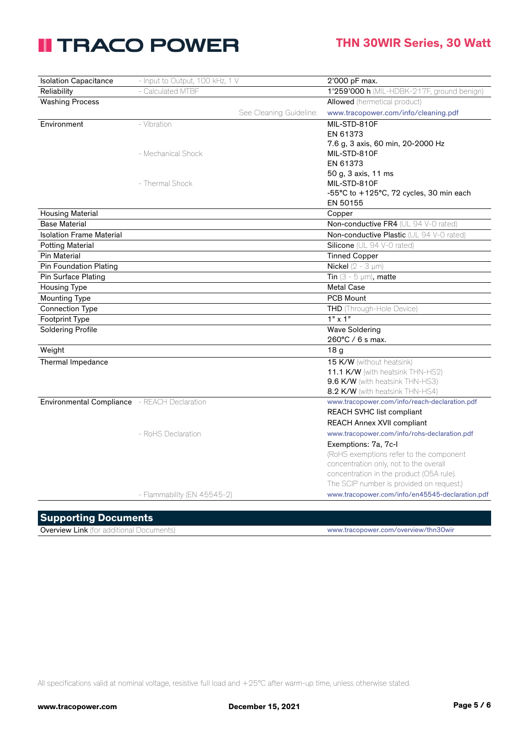| | | |
|---|---|---|
| Isolation Capacitance | - Input to Output, 100 kHz, 1 V | 2'000 pF max. |
| Reliability | - Calculated MTBF | **1'259'000 h** (MIL-HDBK-217F, ground benign) |
| Washing Process | | **Allowed** (hermetical product) |
| | See Cleaning Guideline: | www.tracopower.com/info/cleaning.pdf |
| Environment | - Vibration | MIL-STD-810F<br>EN 61373<br>7.6 g, 3 axis, 60 min, 20-2000 Hz |
| | - Mechanical Shock | MIL-STD-810F<br>EN 61373<br>50 g, 3 axis, 11 ms |
| | - Thermal Shock | MIL-STD-810F<br>-55°C to +125°C, 72 cycles, 30 min each<br>EN 50155 |
| Housing Material | | Copper |
| Base Material | | **Non-conductive FR4** (UL 94 V-0 rated) |
| Isolation Frame Material | | **Non-conductive Plastic** (UL 94 V-0 rated) |
| Potting Material | | **Silicone** (UL 94 V-0 rated) |
| Pin Material | | Tinned Copper |
| Pin Foundation Plating | | **Nickel** (2 - 3 µm) |
| Pin Surface Plating | | **Tin** (3 - 5 µm), **matte** |
| Housing Type | | Metal Case |
| Mounting Type | | PCB Mount |
| Connection Type | | **THD** (Through-Hole Device) |
| Footprint Type | | 1" x 1" |
| Soldering Profile | | Wave Soldering<br>260°C / 6 s max. |
| Weight | | 18 g |
| Thermal Impedance | | **15 K/W** (without heatsink)<br>**11.1 K/W** (with heatsink THN-HS2)<br>**9.6 K/W** (with heatsink THN-HS3)<br>**8.2 K/W** (with heatsink THN-HS4) |
| Environmental Compliance | - REACH Declaration | www.tracopower.com/info/reach-declaration.pdf<br>REACH SVHC list compliant<br>REACH Annex XVII compliant |
| | - RoHS Declaration | www.tracopower.com/info/rohs-declaration.pdf<br>Exemptions: 7a, 7c-I<br>(RoHS exemptions refer to the component concentration only, not to the overall concentration in the product (O5A rule). The SCIP number is provided on request.) |
| | - Flammability (EN 45545-2) | www.tracopower.com/info/en45545-declaration.pdf |

## Supporting Documents

| | |
|---|---|
| **Overview Link** (for additional Documents) | www.tracopower.com/overview/thn30wir |

All specifications valid at nominal voltage, resistive full load and +25°C after warm-up time, unless otherwise stated.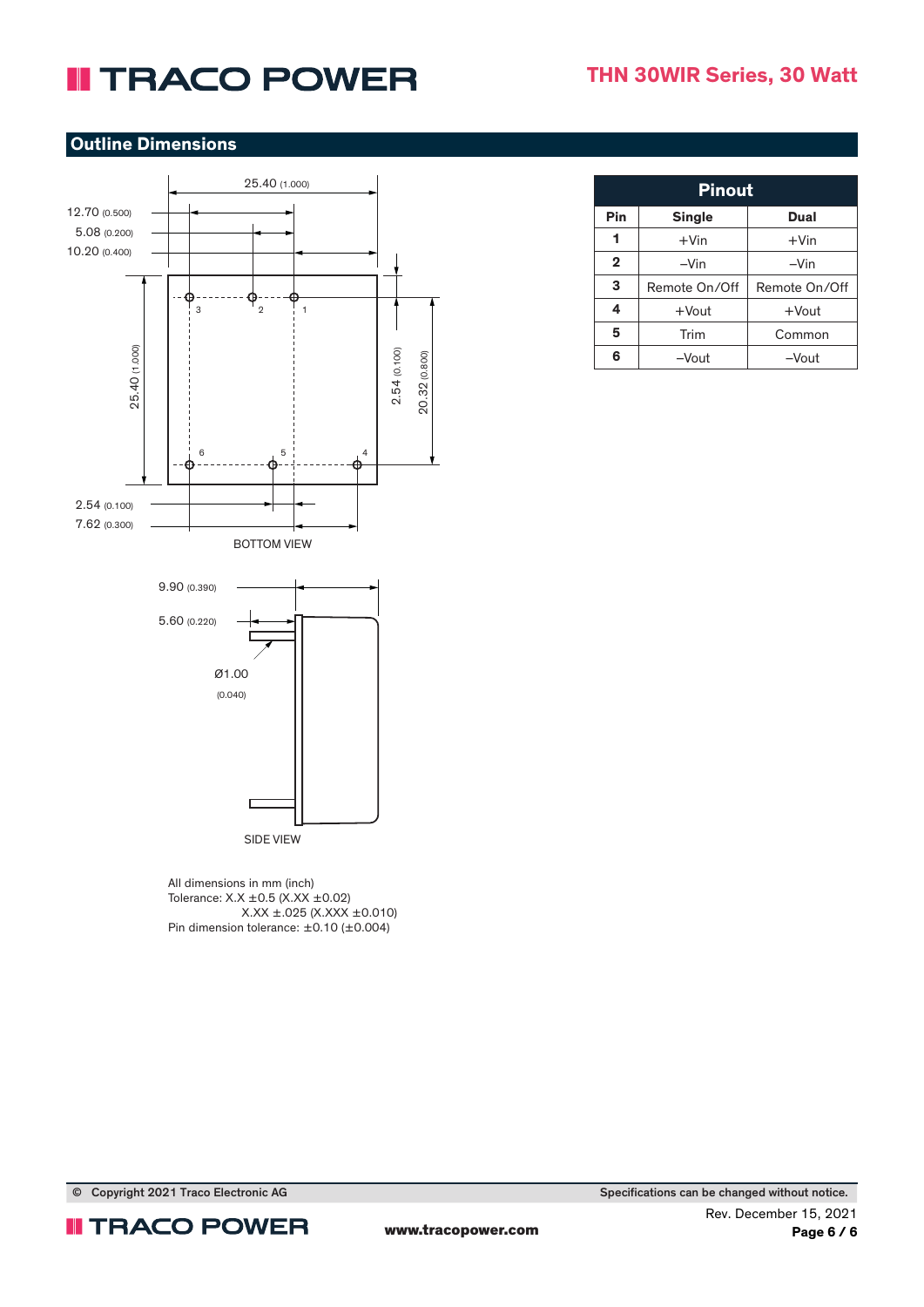## Outline Dimensions

25.40 (1.000)
12.70 (0.500)
5.08 (0.200)
10.20 (0.400)
25.40 (1.000)
2.54 (0.100)
20.32 (0.800)
3 2 1
6 5 4
2.54 (0.100)
7.62 (0.300)

BOTTOM VIEW

9.90 (0.390)
5.60 (0.220)
Ø1.00
(0.040)

SIDE VIEW

All dimensions in mm (inch)
Tolerance: X.X ±0.5 (X.XX ±0.02)
X.XX ±.025 (X.XXX ±0.010)
Pin dimension tolerance: ±0.10 (±0.004)

| Pinout | | |
|---|---|---|
| **Pin** | **Single** | **Dual** |
| **1** | +Vin | +Vin |
| **2** | –Vin | –Vin |
| **3** | Remote On/Off | Remote On/Off |
| **4** | +Vout | +Vout |
| **5** | Trim | Common |
| **6** | –Vout | –Vout |